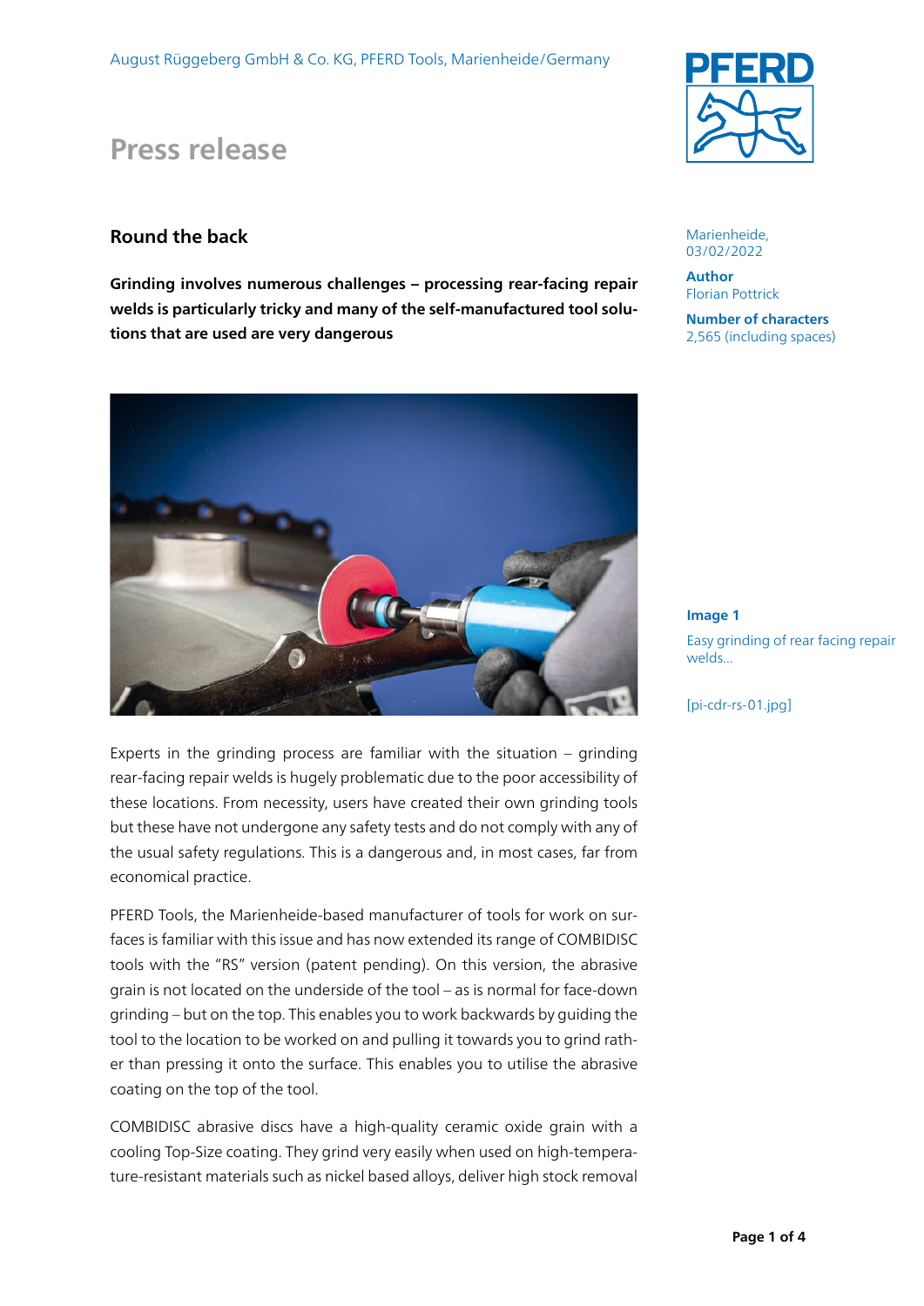August Rüggeberg GmbH & Co. KG, PFERD Tools, Marienheide/Germany

# Press release

Marienheide,
03/02/2022

**Author**
Florian Pottrick

**Number of characters**
2,565 (including spaces)

## Round the back

**Grinding involves numerous challenges – processing rear-facing repair welds is particularly tricky and many of the self-manufactured tool solutions that are used are very dangerous**

**Image 1**

Easy grinding of rear facing repair welds...

[pi-cdr-rs-01.jpg]

Experts in the grinding process are familiar with the situation – grinding rear-facing repair welds is hugely problematic due to the poor accessibility of these locations. From necessity, users have created their own grinding tools but these have not undergone any safety tests and do not comply with any of the usual safety regulations. This is a dangerous and, in most cases, far from economical practice.

PFERD Tools, the Marienheide-based manufacturer of tools for work on surfaces is familiar with this issue and has now extended its range of COMBIDISC tools with the "RS" version (patent pending). On this version, the abrasive grain is not located on the underside of the tool – as is normal for face-down grinding – but on the top. This enables you to work backwards by guiding the tool to the location to be worked on and pulling it towards you to grind rather than pressing it onto the surface. This enables you to utilise the abrasive coating on the top of the tool.

COMBIDISC abrasive discs have a high-quality ceramic oxide grain with a cooling Top-Size coating. They grind very easily when used on high-temperature-resistant materials such as nickel based alloys, deliver high stock removal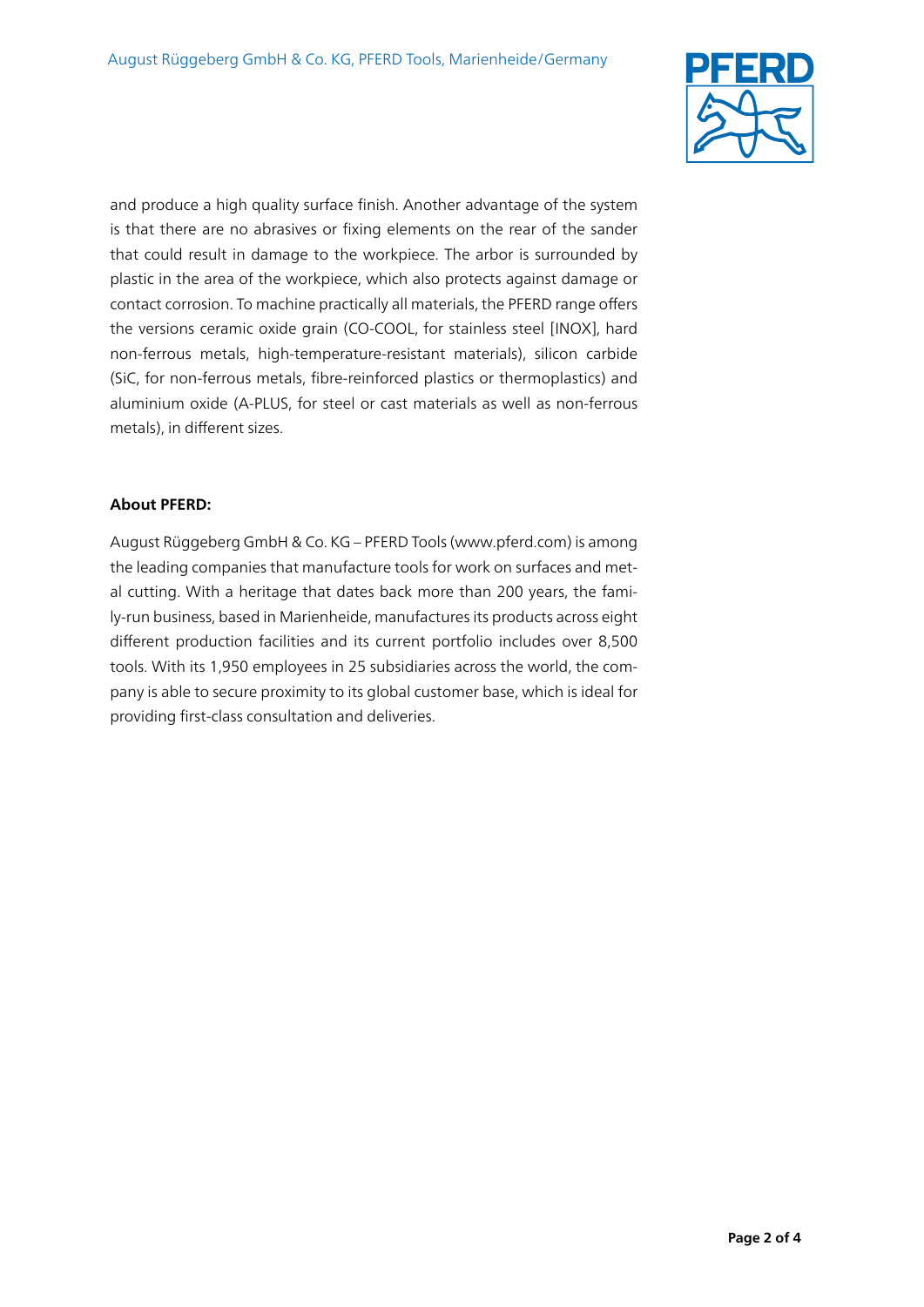and produce a high quality surface finish. Another advantage of the system is that there are no abrasives or fixing elements on the rear of the sander that could result in damage to the workpiece. The arbor is surrounded by plastic in the area of the workpiece, which also protects against damage or contact corrosion. To machine practically all materials, the PFERD range offers the versions ceramic oxide grain (CO-COOL, for stainless steel [INOX], hard non-ferrous metals, high-temperature-resistant materials), silicon carbide (SiC, for non-ferrous metals, fibre-reinforced plastics or thermoplastics) and aluminium oxide (A-PLUS, for steel or cast materials as well as non-ferrous metals), in different sizes.

**About PFERD:**

August Rüggeberg GmbH & Co. KG – PFERD Tools (www.pferd.com) is among the leading companies that manufacture tools for work on surfaces and metal cutting. With a heritage that dates back more than 200 years, the family-run business, based in Marienheide, manufactures its products across eight different production facilities and its current portfolio includes over 8,500 tools. With its 1,950 employees in 25 subsidiaries across the world, the company is able to secure proximity to its global customer base, which is ideal for providing first-class consultation and deliveries.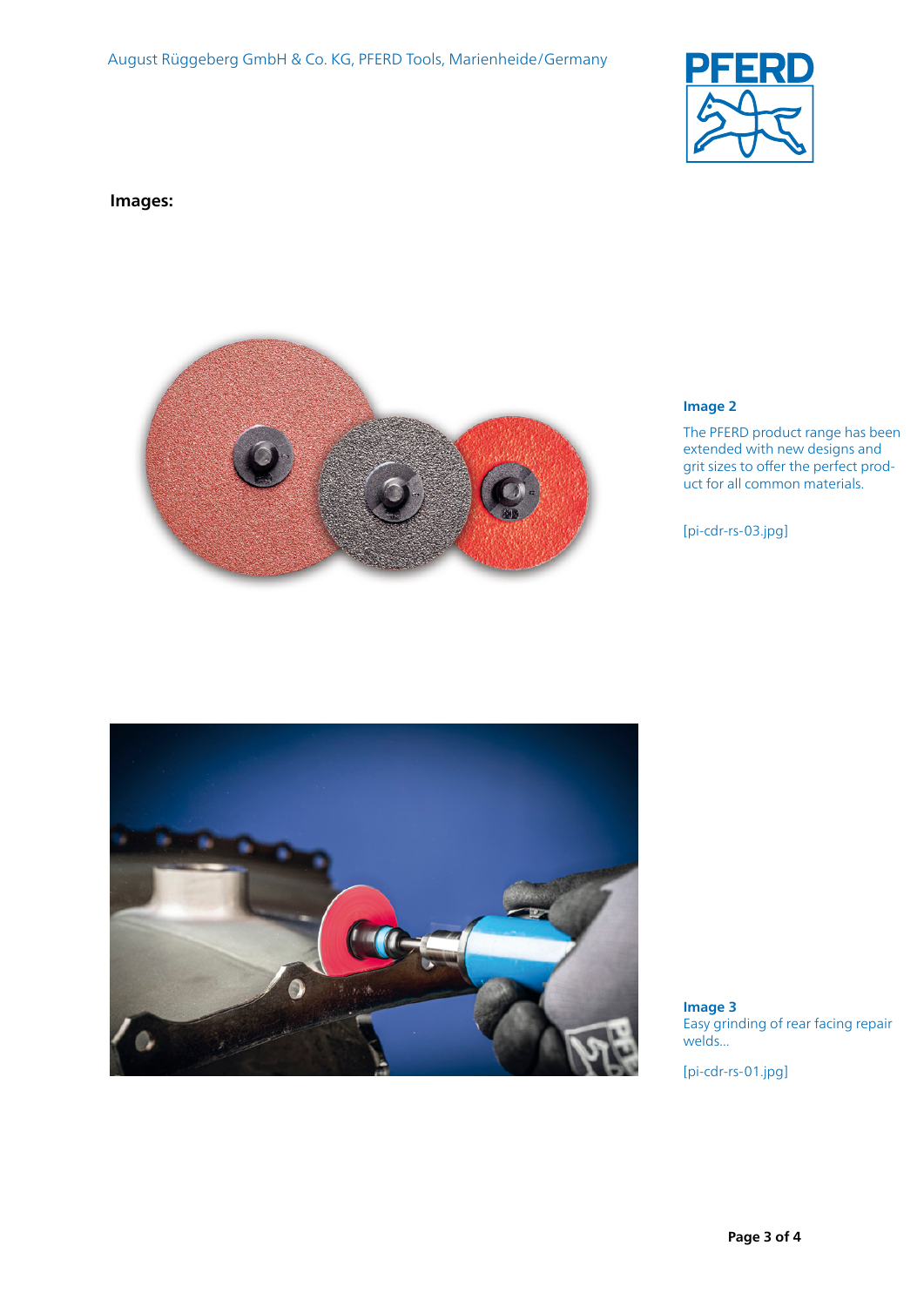**Images:**

**Image 2**

The PFERD product range has been extended with new designs and grit sizes to offer the perfect product for all common materials.

[pi-cdr-rs-03.jpg]

**Image 3**

Easy grinding of rear facing repair welds...

[pi-cdr-rs-01.jpg]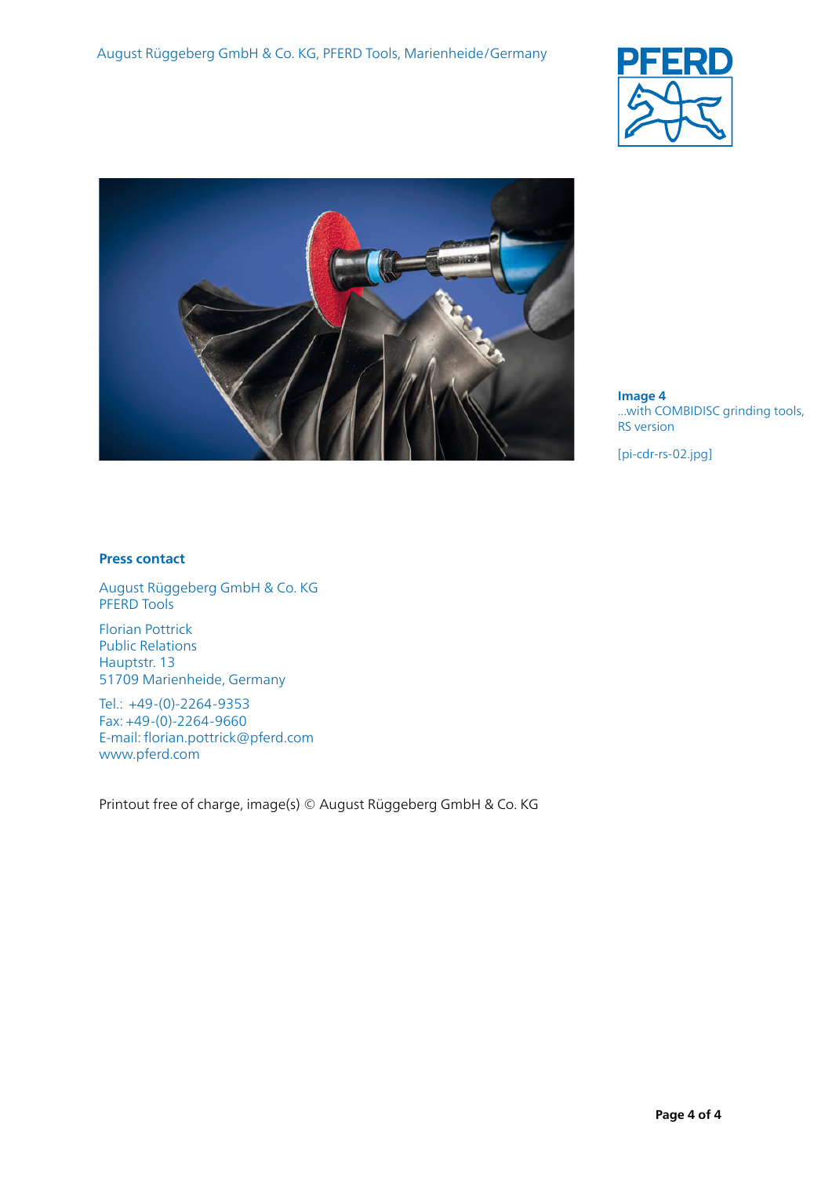**Image 4**
...with COMBIDISC grinding tools, RS version

[pi-cdr-rs-02.jpg]

**Press contact**

August Rüggeberg GmbH & Co. KG
PFERD Tools

Florian Pottrick
Public Relations
Hauptstr. 13
51709 Marienheide, Germany

Tel.: +49-(0)-2264-9353
Fax: +49-(0)-2264-9660
E-mail: florian.pottrick@pferd.com
www.pferd.com

Printout free of charge, image(s) © August Rüggeberg GmbH & Co. KG